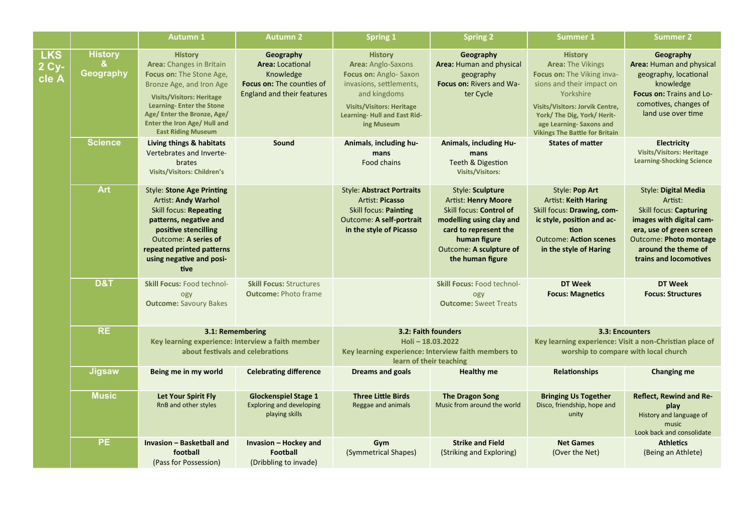| | | Autumn 1 | Autumn 2 | Spring 1 | Spring 2 | Summer 1 | Summer 2 |
|---|---|---|---|---|---|---|---|
| **LKS 2 Cycle A** | **History & Geography** | **History**<br>**Area:** Changes in Britain<br>**Focus on:** The Stone Age, Bronze Age, and Iron Age<br>**Visits/Visitors: Heritage Learning- Enter the Stone Age/ Enter the Bronze, Age/ Enter the Iron Age/ Hull and East Riding Museum** | **Geography**<br>**Area:** Locational Knowledge<br>**Focus on:** The counties of England and their features | **History**<br>**Area:** Anglo-Saxons<br>**Focus on:** Anglo- Saxon invasions, settlements, and kingdoms<br>**Visits/Visitors: Heritage Learning- Hull and East Riding Museum** | **Geography**<br>**Area:** Human and physical geography<br>**Focus on:** Rivers and Water Cycle | **History**<br>**Area:** The Vikings<br>**Focus on:** The Viking invasions and their impact on Yorkshire<br>**Visits/Visitors: Jorvik Centre, York/ The Dig, York/ Heritage Learning- Saxons and Vikings The Battle for Britain** | **Geography**<br>**Area:** Human and physical geography, locational knowledge<br>**Focus on:** Trains and Locomotives, changes of land use over time |
| | **Science** | **Living things & habitats**<br>Vertebrates and Invertebrates<br>**Visits/Visitors: Children's** | **Sound** | **Animals, including humans**<br>Food chains | **Animals, including Humans**<br>Teeth & Digestion<br>**Visits/Visitors:** | **States of matter** | **Electricity**<br>**Visits/Visitors: Heritage Learning-Shocking Science** |
| | **Art** | Style: **Stone Age Printing**<br>Artist: **Andy Warhol**<br>Skill focus: **Repeating patterns, negative and positive stencilling**<br>Outcome: **A series of repeated printed patterns using negative and positive** | | Style: **Abstract Portraits**<br>Artist: **Picasso**<br>Skill focus: **Painting**<br>Outcome: **A self-portrait in the style of Picasso** | Style: **Sculpture**<br>Artist: **Henry Moore**<br>Skill focus: **Control of modelling using clay and card to represent the human figure**<br>Outcome: **A sculpture of the human figure** | Style: **Pop Art**<br>Artist: **Keith Haring**<br>Skill focus: **Drawing, comic style, position and action**<br>Outcome: **Action scenes in the style of Haring** | Style: **Digital Media**<br>Artist:<br>Skill focus: **Capturing images with digital camera, use of green screen**<br>Outcome: **Photo montage around the theme of trains and locomotives** |
| | **D&T** | **Skill Focus:** Food technology<br>**Outcome:** Savoury Bakes | **Skill Focus:** Structures<br>**Outcome:** Photo frame | | **Skill Focus:** Food technology<br>**Outcome:** Sweet Treats | **DT Week**<br>**Focus: Magnetics** | **DT Week**<br>**Focus: Structures** |
| | **RE** | **3.1: Remembering**<br>**Key learning experience: Interview a faith member about festivals and celebrations** | | **3.2: Faith founders**<br>**Holi – 18.03.2022**<br>**Key learning experience: Interview faith members to learn of their teaching** | | **3.3: Encounters**<br>**Key learning experience: Visit a non-Christian place of worship to compare with local church** | |
| | **Jigsaw** | **Being me in my world** | **Celebrating difference** | **Dreams and goals** | **Healthy me** | **Relationships** | **Changing me** |
| | **Music** | **Let Your Spirit Fly**<br>RnB and other styles | **Glockenspiel Stage 1**<br>Exploring and developing playing skills | **Three Little Birds**<br>Reggae and animals | **The Dragon Song**<br>Music from around the world | **Bringing Us Together**<br>Disco, friendship, hope and unity | **Reflect, Rewind and Replay**<br>History and language of music<br>Look back and consolidate |
| | **PE** | **Invasion – Basketball and football**<br>(Pass for Possession) | **Invasion – Hockey and Football**<br>(Dribbling to invade) | **Gym**<br>(Symmetrical Shapes) | **Strike and Field**<br>(Striking and Exploring) | **Net Games**<br>(Over the Net) | **Athletics**<br>(Being an Athlete) |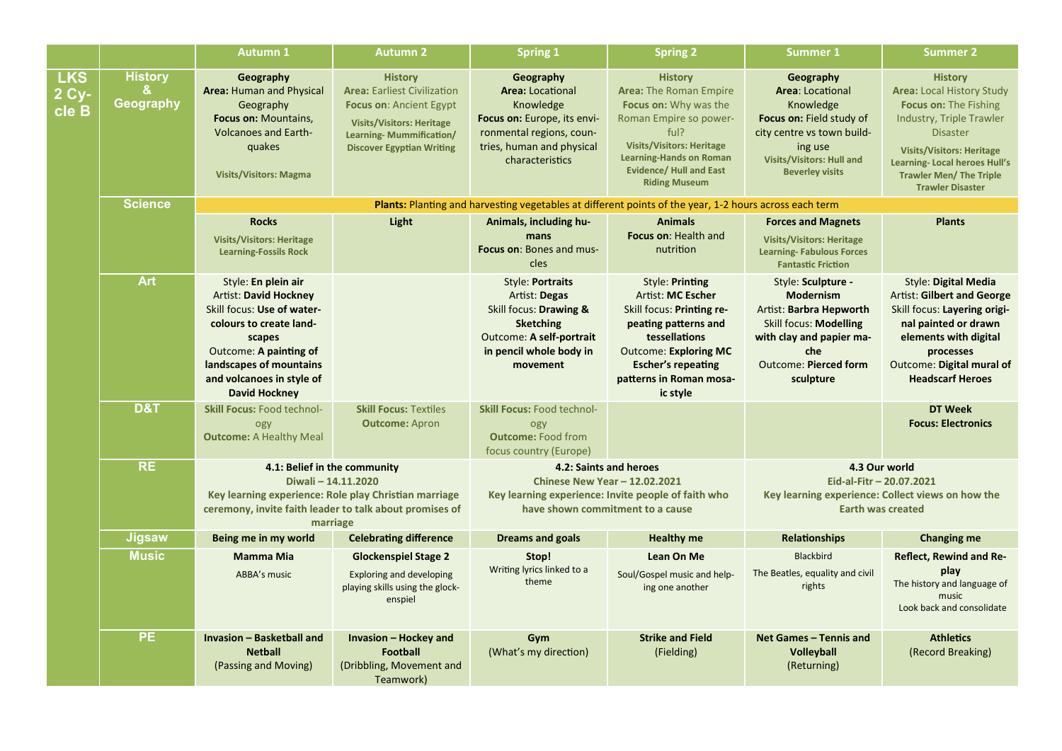| | | Autumn 1 | Autumn 2 | Spring 1 | Spring 2 | Summer 1 | Summer 2 |
|---|---|---|---|---|---|---|---|
| **LKS 2 Cycle B** | **History & Geography** | **Geography** **Area:** Human and Physical Geography **Focus on:** Mountains, Volcanoes and Earthquakes **Visits/Visitors: Magma** | **History** **Area:** Earliest Civilization **Focus on**: Ancient Egypt **Visits/Visitors: Heritage Learning- Mummification/ Discover Egyptian Writing** | **Geography** **Area:** Locational Knowledge **Focus on:** Europe, its environmental regions, countries, human and physical characteristics | **History** **Area:** The Roman Empire **Focus on:** Why was the Roman Empire so powerful? **Visits/Visitors: Heritage Learning-Hands on Roman Evidence/ Hull and East Riding Museum** | **Geography** **Area**: Locational Knowledge **Focus on:** Field study of city centre vs town building use **Visits/Visitors: Hull and Beverley visits** | **History** **Area:** Local History Study **Focus on:** The Fishing Industry, Triple Trawler Disaster **Visits/Visitors: Heritage Learning- Local heroes Hull's Trawler Men/ The Triple Trawler Disaster** |
| | **Science** | **Plants:** Planting and harvesting vegetables at different points of the year, 1-2 hours across each term | | | | | |
| | | **Rocks** **Visits/Visitors: Heritage Learning-Fossils Rock** | **Light** | **Animals, including humans** **Focus on**: Bones and muscles | **Animals** **Focus on**: Health and nutrition | **Forces and Magnets** **Visits/Visitors: Heritage Learning- Fabulous Forces Fantastic Friction** | **Plants** |
| | **Art** | Style: **En plein air** Artist: **David Hockney** Skill focus: **Use of watercolours to create landscapes** Outcome: **A painting of landscapes of mountains and volcanoes in style of David Hockney** | | Style: **Portraits** Artist: **Degas** Skill focus: **Drawing & Sketching** Outcome: **A self-portrait in pencil whole body in movement** | Style: **Printing** Artist: **MC Escher** Skill focus: **Printing repeating patterns and tessellations** Outcome: **Exploring MC Escher's repeating patterns in Roman mosaic style** | Style: **Sculpture - Modernism** Artist: **Barbra Hepworth** Skill focus: **Modelling with clay and papier mache** Outcome: **Pierced form sculpture** | Style: **Digital Media** Artist: **Gilbert and George** Skill focus: **Layering original painted or drawn elements with digital processes** Outcome: **Digital mural of Headscarf Heroes** |
| | **D&T** | **Skill Focus:** Food technology **Outcome:** A Healthy Meal | **Skill Focus:** Textiles **Outcome:** Apron | **Skill Focus:** Food technology **Outcome:** Food from focus country (Europe) | | | **DT Week** **Focus: Electronics** |
| | **RE** | **4.1: Belief in the community** **Diwali – 14.11.2020** **Key learning experience: Role play Christian marriage ceremony, invite faith leader to talk about promises of marriage** | | **4.2: Saints and heroes** **Chinese New Year – 12.02.2021** **Key learning experience: Invite people of faith who have shown commitment to a cause** | | **4.3 Our world** **Eid-al-Fitr – 20.07.2021** **Key learning experience: Collect views on how the Earth was created** | |
| | **Jigsaw** | **Being me in my world** | **Celebrating difference** | **Dreams and goals** | **Healthy me** | **Relationships** | **Changing me** |
| | **Music** | **Mamma Mia** ABBA's music | **Glockenspiel Stage 2** Exploring and developing playing skills using the glockenspiel | **Stop!** Writing lyrics linked to a theme | **Lean On Me** Soul/Gospel music and helping one another | Blackbird The Beatles, equality and civil rights | **Reflect, Rewind and Replay** The history and language of music Look back and consolidate |
| | **PE** | **Invasion – Basketball and Netball** (Passing and Moving) | **Invasion – Hockey and Football** (Dribbling, Movement and Teamwork) | **Gym** (What's my direction) | **Strike and Field** (Fielding) | **Net Games – Tennis and Volleyball** (Returning) | **Athletics** (Record Breaking) |